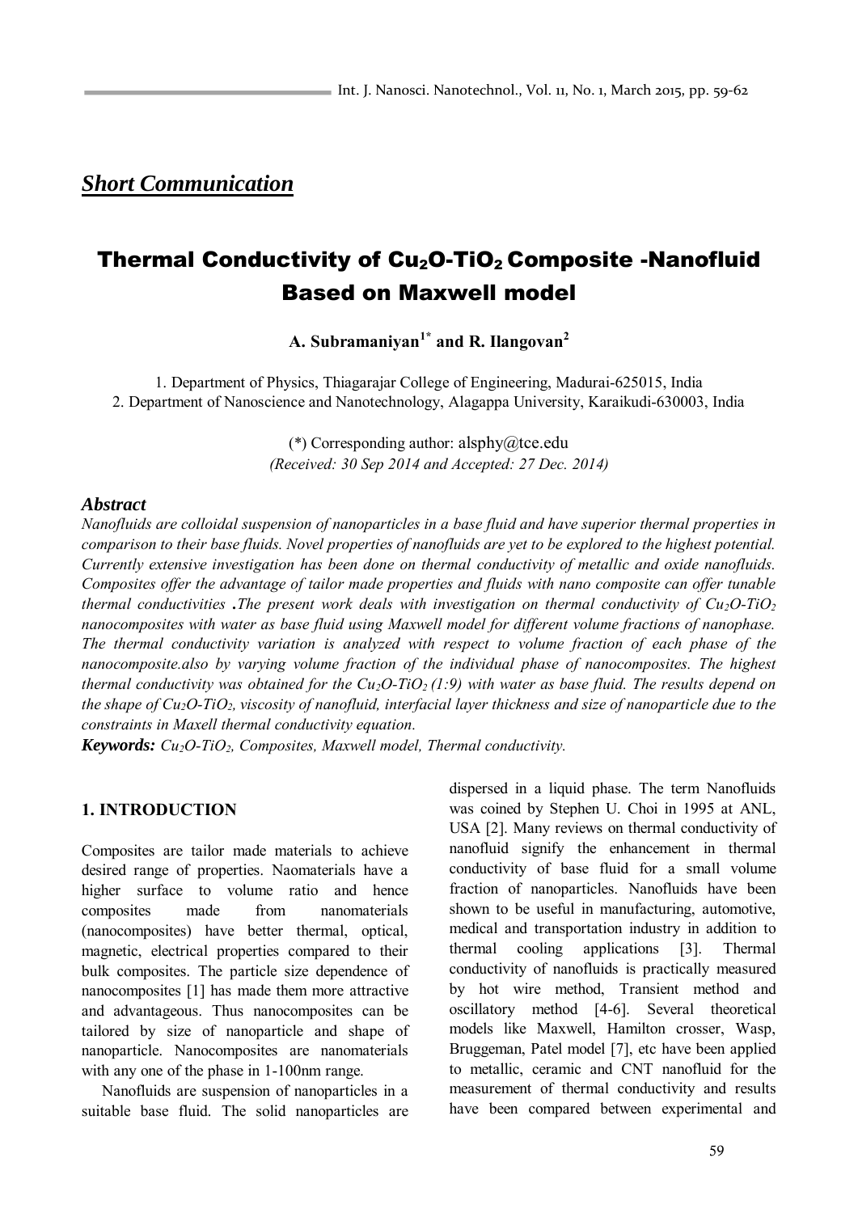## *Short Communication*

# Thermal Conductivity of $Cu_2O$-$TiO_2$ Composite -Nanofluid Based on Maxwell model

**A. Subramaniyan[1*] and R. Ilangovan[2]**

1. Department of Physics, Thiagarajar College of Engineering, Madurai-625015, India
2. Department of Nanoscience and Nanotechnology, Alagappa University, Karaikudi-630003, India

(*) Corresponding author: alsphy@tce.edu
*(Received: 30 Sep 2014 and Accepted: 27 Dec. 2014)*

### *Abstract*

*Nanofluids are colloidal suspension of nanoparticles in a base fluid and have superior thermal properties in comparison to their base fluids. Novel properties of nanofluids are yet to be explored to the highest potential. Currently extensive investigation has been done on thermal conductivity of metallic and oxide nanofluids. Composites offer the advantage of tailor made properties and fluids with nano composite can offer tunable thermal conductivities .The present work deals with investigation on thermal conductivity of $Cu_2O$-$TiO_2$ nanocomposites with water as base fluid using Maxwell model for different volume fractions of nanophase. The thermal conductivity variation is analyzed with respect to volume fraction of each phase of the nanocomposite.also by varying volume fraction of the individual phase of nanocomposites. The highest thermal conductivity was obtained for the $Cu_2O$-$TiO_2$ (1:9) with water as base fluid. The results depend on the shape of $Cu_2O$-$TiO_2$, viscosity of nanofluid, interfacial layer thickness and size of nanoparticle due to the constraints in Maxell thermal conductivity equation.*

***Keywords:*** *$Cu_2O$-$TiO_2$, Composites, Maxwell model, Thermal conductivity.*

## 1. INTRODUCTION

Composites are tailor made materials to achieve desired range of properties. Naomaterials have a higher surface to volume ratio and hence composites made from nanomaterials (nanocomposites) have better thermal, optical, magnetic, electrical properties compared to their bulk composites. The particle size dependence of nanocomposites [1] has made them more attractive and advantageous. Thus nanocomposites can be tailored by size of nanoparticle and shape of nanoparticle. Nanocomposites are nanomaterials with any one of the phase in 1-100nm range.

Nanofluids are suspension of nanoparticles in a suitable base fluid. The solid nanoparticles are dispersed in a liquid phase. The term Nanofluids was coined by Stephen U. Choi in 1995 at ANL, USA [2]. Many reviews on thermal conductivity of nanofluid signify the enhancement in thermal conductivity of base fluid for a small volume fraction of nanoparticles. Nanofluids have been shown to be useful in manufacturing, automotive, medical and transportation industry in addition to thermal cooling applications [3]. Thermal conductivity of nanofluids is practically measured by hot wire method, Transient method and oscillatory method [4-6]. Several theoretical models like Maxwell, Hamilton crosser, Wasp, Bruggeman, Patel model [7], etc have been applied to metallic, ceramic and CNT nanofluid for the measurement of thermal conductivity and results have been compared between experimental and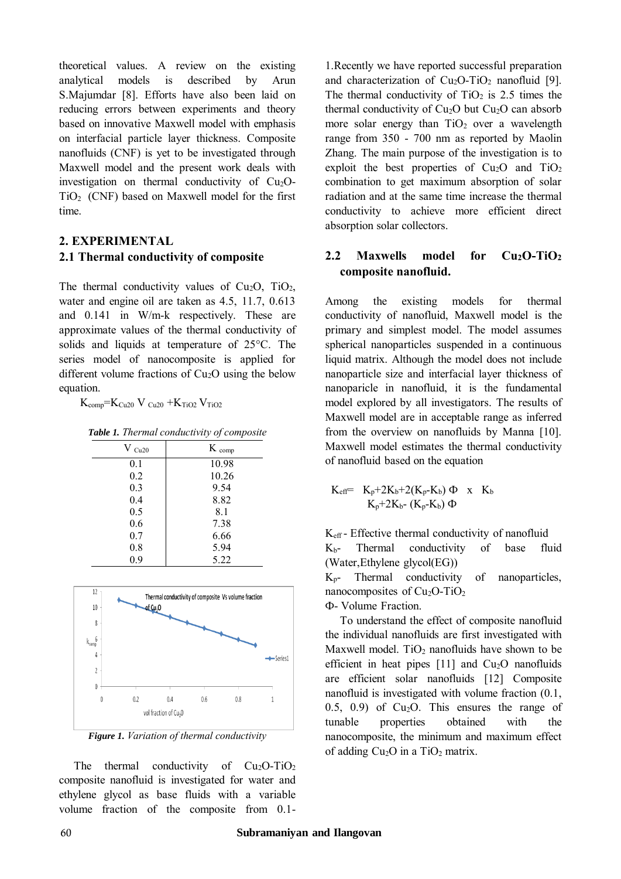theoretical values. A review on the existing analytical models is described by Arun S.Majumdar [8]. Efforts have also been laid on reducing errors between experiments and theory based on innovative Maxwell model with emphasis on interfacial particle layer thickness. Composite nanofluids (CNF) is yet to be investigated through Maxwell model and the present work deals with investigation on thermal conductivity of $Cu_2O$-$TiO_2$ (CNF) based on Maxwell model for the first time.

## 2. EXPERIMENTAL

### 2.1 Thermal conductivity of composite

The thermal conductivity values of $Cu_2O$, $TiO_2$, water and engine oil are taken as 4.5, 11.7, 0.613 and 0.141 in W/m-k respectively. These are approximate values of the thermal conductivity of solids and liquids at temperature of 25°C. The series model of nanocomposite is applied for different volume fractions of $Cu_2O$ using the below equation.

$$K_{comp}=K_{Cu20}\ V_{Cu20}+K_{TiO2}\ V_{TiO2}$$

***Table 1.*** *Thermal conductivity of composite*

| $V_{Cu20}$ | $K_{comp}$ |
|---|---|
| 0.1 | 10.98 |
| 0.2 | 10.26 |
| 0.3 | 9.54 |
| 0.4 | 8.82 |
| 0.5 | 8.1 |
| 0.6 | 7.38 |
| 0.7 | 6.66 |
| 0.8 | 5.94 |
| 0.9 | 5.22 |

***Figure 1.*** *Variation of thermal conductivity*

The thermal conductivity of $Cu_2O$-$TiO_2$ composite nanofluid is investigated for water and ethylene glycol as base fluids with a variable volume fraction of the composite from 0.1-1.Recently we have reported successful preparation and characterization of $Cu_2O$-$TiO_2$ nanofluid [9]. The thermal conductivity of $TiO_2$ is 2.5 times the thermal conductivity of $Cu_2O$ but $Cu_2O$ can absorb more solar energy than $TiO_2$ over a wavelength range from 350 - 700 nm as reported by Maolin Zhang. The main purpose of the investigation is to exploit the best properties of $Cu_2O$ and $TiO_2$ combination to get maximum absorption of solar radiation and at the same time increase the thermal conductivity to achieve more efficient direct absorption solar collectors.

### 2.2 Maxwells model for $Cu_2O$-$TiO_2$ composite nanofluid.

Among the existing models for thermal conductivity of nanofluid, Maxwell model is the primary and simplest model. The model assumes spherical nanoparticles suspended in a continuous liquid matrix. Although the model does not include nanoparticle size and interfacial layer thickness of nanoparicle in nanofluid, it is the fundamental model explored by all investigators. The results of Maxwell model are in acceptable range as inferred from the overview on nanofluids by Manna [10]. Maxwell model estimates the thermal conductivity of nanofluid based on the equation

$$K_{eff}= \frac{K_p+2K_b+2(K_p-K_b)\ \Phi}{K_p+2K_b-(K_p-K_b)\ \Phi} \times K_b$$

$K_{eff}$ - Effective thermal conductivity of nanofluid

$K_b$- Thermal conductivity of base fluid (Water,Ethylene glycol(EG))

$K_p$- Thermal conductivity of nanoparticles, nanocomposites of $Cu_2O$-$TiO_2$

Φ- Volume Fraction.

To understand the effect of composite nanofluid the individual nanofluids are first investigated with Maxwell model. $TiO_2$ nanofluids have shown to be efficient in heat pipes [11] and $Cu_2O$ nanofluids are efficient solar nanofluids [12] Composite nanofluid is investigated with volume fraction (0.1, 0.5, 0.9) of $Cu_2O$. This ensures the range of tunable properties obtained with the nanocomposite, the minimum and maximum effect of adding $Cu_2O$ in a $TiO_2$ matrix.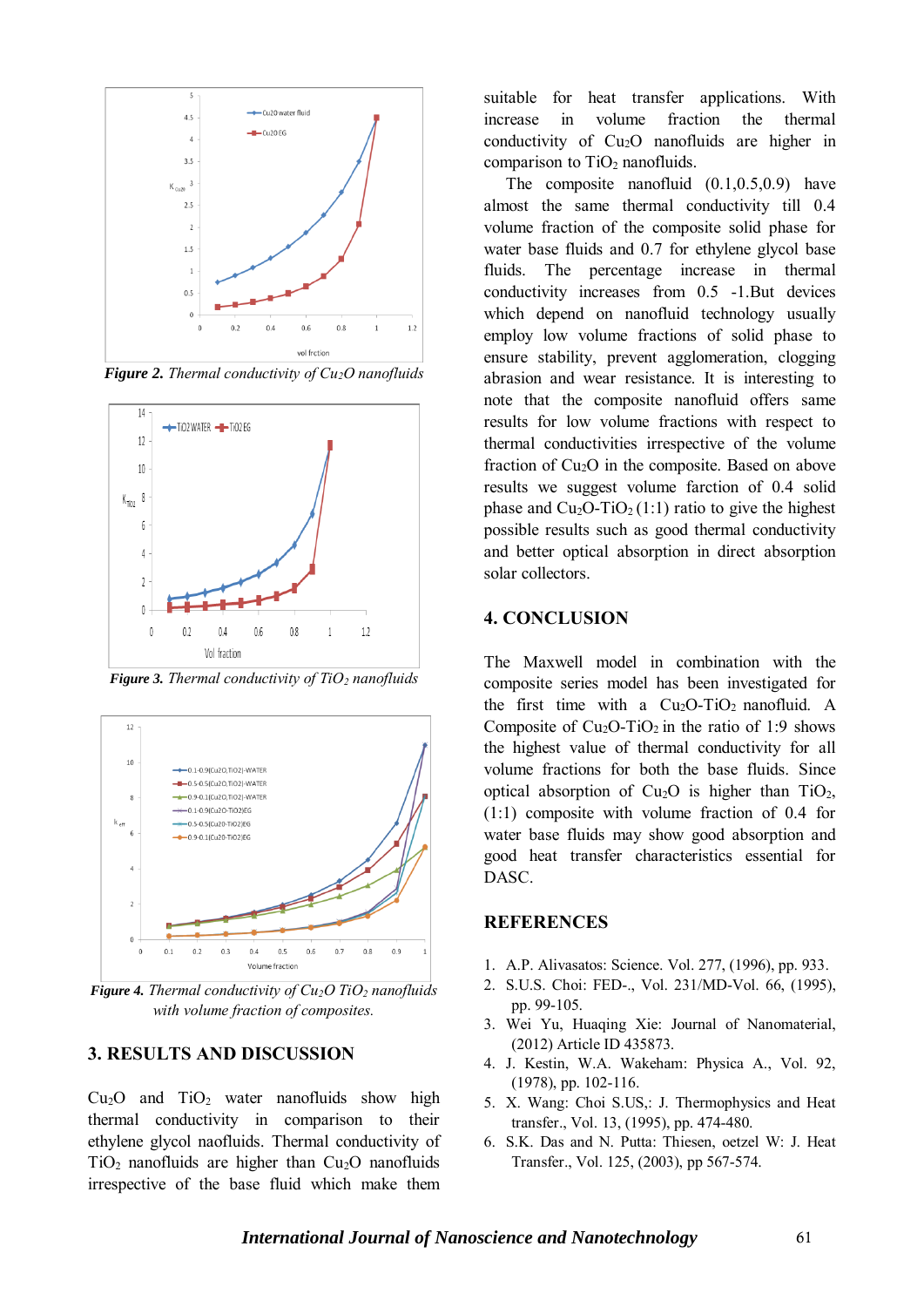*Figure 2. Thermal conductivity of $Cu_2O$ nanofluids*

*Figure 3. Thermal conductivity of $TiO_2$ nanofluids*

*Figure 4. Thermal conductivity of $Cu_2O$ $TiO_2$ nanofluids with volume fraction of composites.*

## 3. RESULTS AND DISCUSSION

$Cu_2O$ and $TiO_2$ water nanofluids show high thermal conductivity in comparison to their ethylene glycol naofluids. Thermal conductivity of $TiO_2$ nanofluids are higher than $Cu_2O$ nanofluids irrespective of the base fluid which make them suitable for heat transfer applications. With increase in volume fraction the thermal conductivity of $Cu_2O$ nanofluids are higher in comparison to $TiO_2$ nanofluids.

The composite nanofluid (0.1,0.5,0.9) have almost the same thermal conductivity till 0.4 volume fraction of the composite solid phase for water base fluids and 0.7 for ethylene glycol base fluids. The percentage increase in thermal conductivity increases from 0.5 -1.But devices which depend on nanofluid technology usually employ low volume fractions of solid phase to ensure stability, prevent agglomeration, clogging abrasion and wear resistance. It is interesting to note that the composite nanofluid offers same results for low volume fractions with respect to thermal conductivities irrespective of the volume fraction of $Cu_2O$ in the composite. Based on above results we suggest volume farction of 0.4 solid phase and $Cu_2O$-$TiO_2$ (1:1) ratio to give the highest possible results such as good thermal conductivity and better optical absorption in direct absorption solar collectors.

## 4. CONCLUSION

The Maxwell model in combination with the composite series model has been investigated for the first time with a $Cu_2O$-$TiO_2$ nanofluid. A Composite of $Cu_2O$-$TiO_2$ in the ratio of 1:9 shows the highest value of thermal conductivity for all volume fractions for both the base fluids. Since optical absorption of $Cu_2O$ is higher than $TiO_2$, (1:1) composite with volume fraction of 0.4 for water base fluids may show good absorption and good heat transfer characteristics essential for DASC.

## REFERENCES

1. A.P. Alivasatos: Science. Vol. 277, (1996), pp. 933.
2. S.U.S. Choi: FED-., Vol. 231/MD-Vol. 66, (1995), pp. 99-105.
3. Wei Yu, Huaqing Xie: Journal of Nanomaterial, (2012) Article ID 435873.
4. J. Kestin, W.A. Wakeham: Physica A., Vol. 92, (1978), pp. 102-116.
5. X. Wang: Choi S.US,: J. Thermophysics and Heat transfer., Vol. 13, (1995), pp. 474-480.
6. S.K. Das and N. Putta: Thiesen, oetzel W: J. Heat Transfer., Vol. 125, (2003), pp 567-574.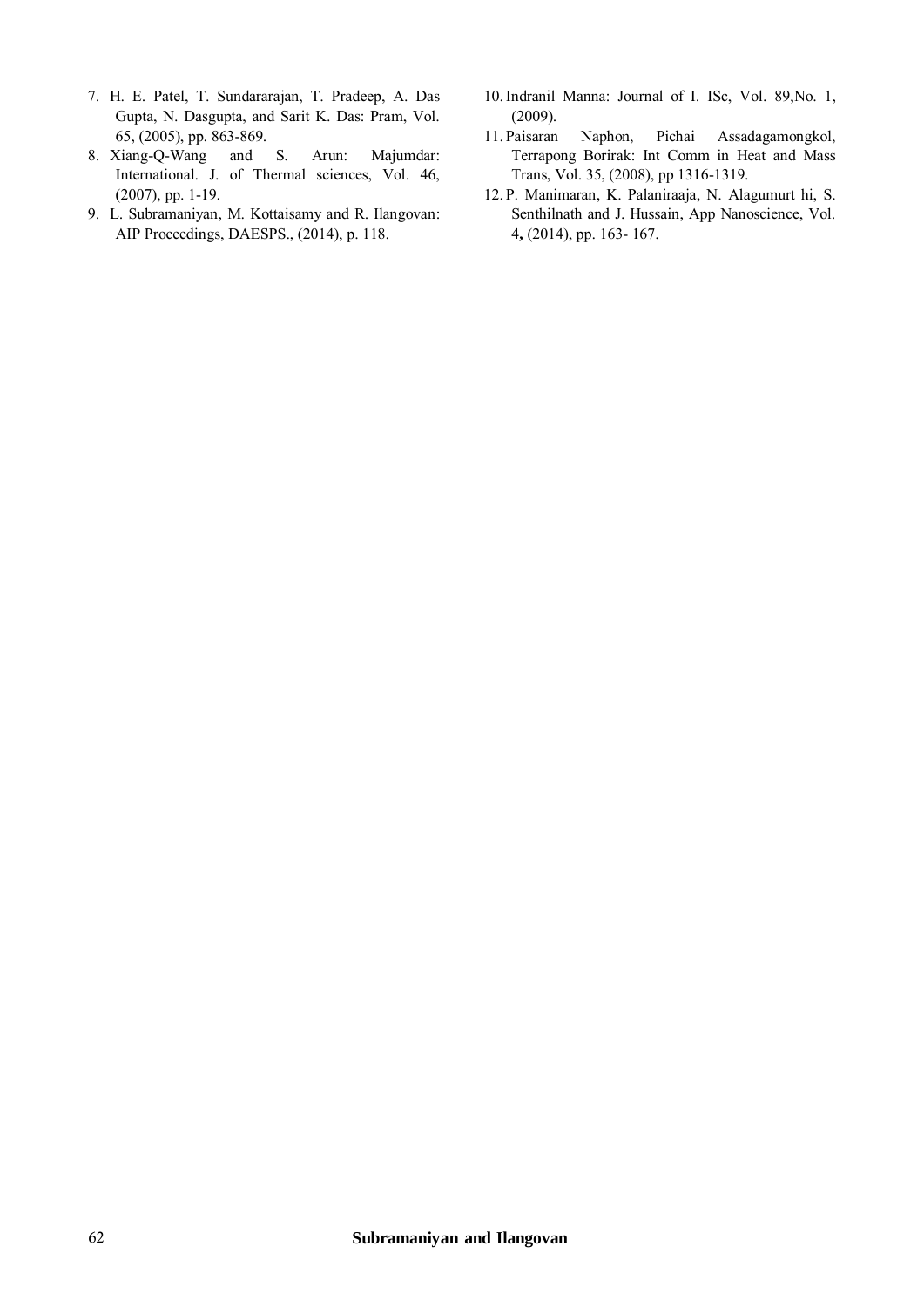7. H. E. Patel, T. Sundararajan, T. Pradeep, A. Das Gupta, N. Dasgupta, and Sarit K. Das: Pram, Vol. 65, (2005), pp. 863-869.
8. Xiang-Q-Wang and S. Arun: Majumdar: International. J. of Thermal sciences, Vol. 46, (2007), pp. 1-19.
9. L. Subramaniyan, M. Kottaisamy and R. Ilangovan: AIP Proceedings, DAESPS., (2014), p. 118.
10. Indranil Manna: Journal of I. ISc, Vol. 89,No. 1, (2009).
11. Paisaran Naphon, Pichai Assadagamongkol, Terrapong Borirak: Int Comm in Heat and Mass Trans, Vol. 35, (2008), pp 1316-1319.
12. P. Manimaran, K. Palaniraaja, N. Alagumurt hi, S. Senthilnath and J. Hussain, App Nanoscience, Vol. 4**,** (2014), pp. 163- 167.